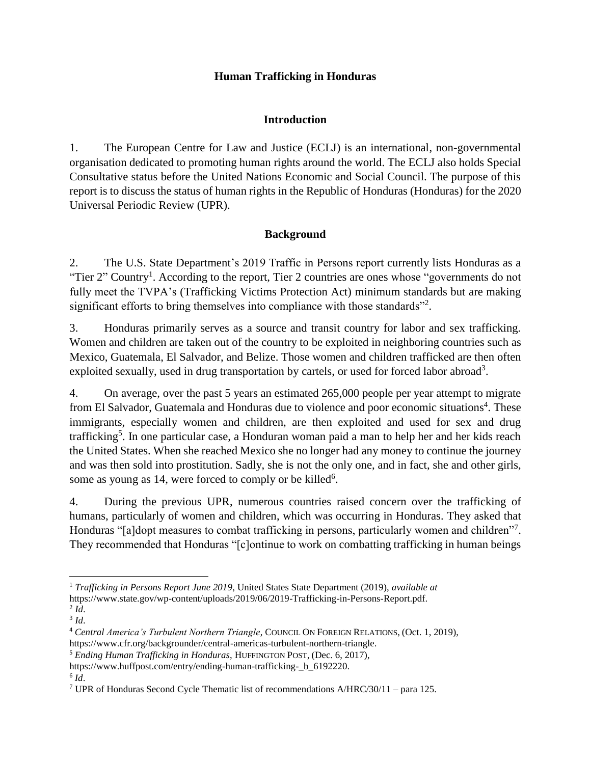# Human Trafficking in Honduras

## Introduction

1. The European Centre for Law and Justice (ECLJ) is an international, non-governmental organisation dedicated to promoting human rights around the world. The ECLJ also holds Special Consultative status before the United Nations Economic and Social Council. The purpose of this report is to discuss the status of human rights in the Republic of Honduras (Honduras) for the 2020 Universal Periodic Review (UPR).

## Background

2. The U.S. State Department's 2019 Traffic in Persons report currently lists Honduras as a "Tier 2" Country[1]. According to the report, Tier 2 countries are ones whose "governments do not fully meet the TVPA's (Trafficking Victims Protection Act) minimum standards but are making significant efforts to bring themselves into compliance with those standards"[2].

3. Honduras primarily serves as a source and transit country for labor and sex trafficking. Women and children are taken out of the country to be exploited in neighboring countries such as Mexico, Guatemala, El Salvador, and Belize. Those women and children trafficked are then often exploited sexually, used in drug transportation by cartels, or used for forced labor abroad[3].

4. On average, over the past 5 years an estimated 265,000 people per year attempt to migrate from El Salvador, Guatemala and Honduras due to violence and poor economic situations[4]. These immigrants, especially women and children, are then exploited and used for sex and drug trafficking[5]. In one particular case, a Honduran woman paid a man to help her and her kids reach the United States. When she reached Mexico she no longer had any money to continue the journey and was then sold into prostitution. Sadly, she is not the only one, and in fact, she and other girls, some as young as 14, were forced to comply or be killed[6].

4. During the previous UPR, numerous countries raised concern over the trafficking of humans, particularly of women and children, which was occurring in Honduras. They asked that Honduras "[a]dopt measures to combat trafficking in persons, particularly women and children"[7]. They recommended that Honduras "[c]ontinue to work on combatting trafficking in human beings

---

[1] *Trafficking in Persons Report June 2019*, United States State Department (2019), *available at* https://www.state.gov/wp-content/uploads/2019/06/2019-Trafficking-in-Persons-Report.pdf.

[2] *Id*.

[3] *Id*.

[4] *Central America's Turbulent Northern Triangle*, COUNCIL ON FOREIGN RELATIONS, (Oct. 1, 2019), https://www.cfr.org/backgrounder/central-americas-turbulent-northern-triangle.

[5] *Ending Human Trafficking in Honduras*, HUFFINGTON POST, (Dec. 6, 2017), https://www.huffpost.com/entry/ending-human-trafficking-_b_6192220.

[6] *Id*.

[7] UPR of Honduras Second Cycle Thematic list of recommendations A/HRC/30/11 – para 125.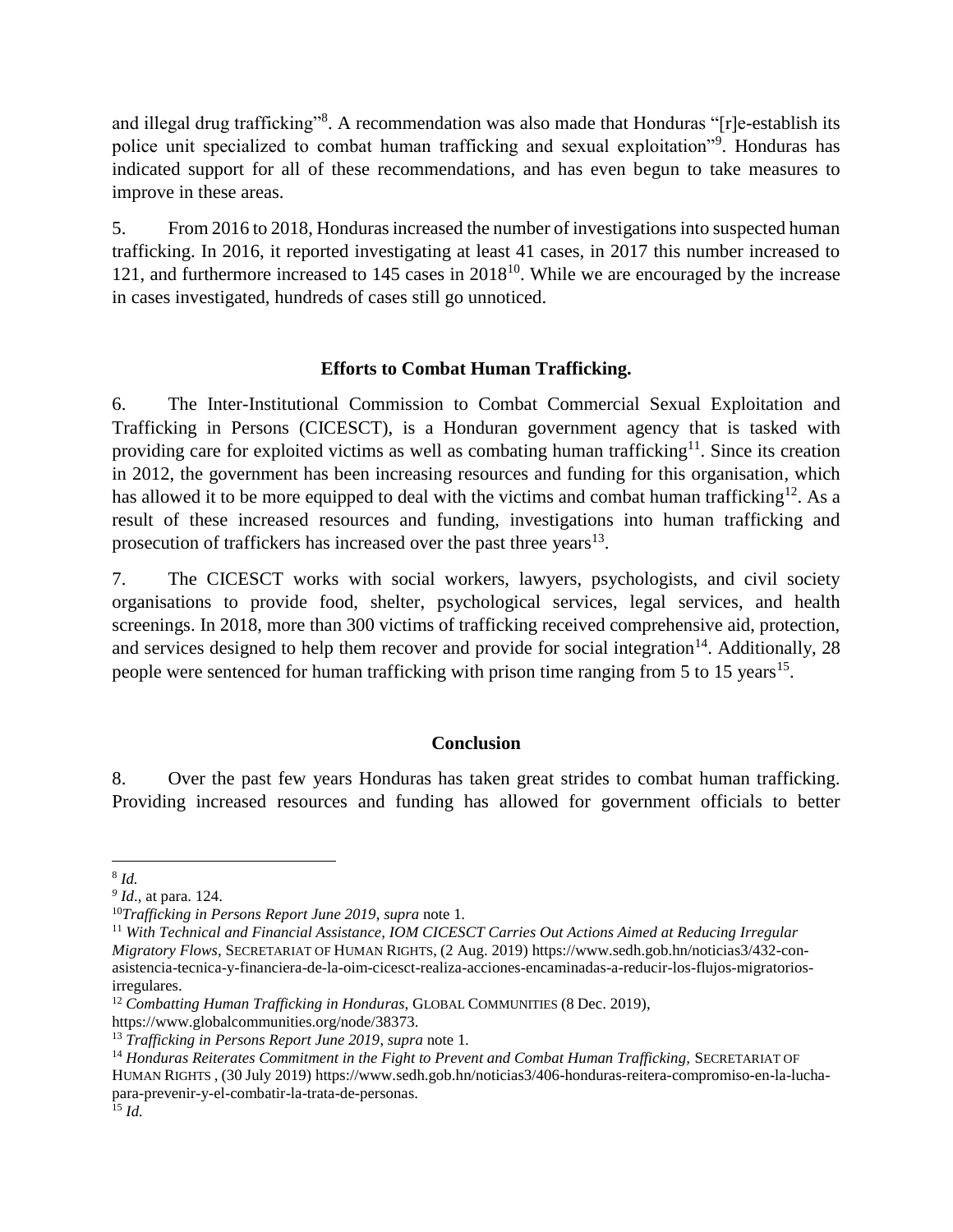and illegal drug trafficking"[8]. A recommendation was also made that Honduras "[r]e-establish its police unit specialized to combat human trafficking and sexual exploitation"[9]. Honduras has indicated support for all of these recommendations, and has even begun to take measures to improve in these areas.

5. From 2016 to 2018, Honduras increased the number of investigations into suspected human trafficking. In 2016, it reported investigating at least 41 cases, in 2017 this number increased to 121, and furthermore increased to 145 cases in 2018[10]. While we are encouraged by the increase in cases investigated, hundreds of cases still go unnoticed.

**Efforts to Combat Human Trafficking.**

6. The Inter-Institutional Commission to Combat Commercial Sexual Exploitation and Trafficking in Persons (CICESCT), is a Honduran government agency that is tasked with providing care for exploited victims as well as combating human trafficking[11]. Since its creation in 2012, the government has been increasing resources and funding for this organisation, which has allowed it to be more equipped to deal with the victims and combat human trafficking[12]. As a result of these increased resources and funding, investigations into human trafficking and prosecution of traffickers has increased over the past three years[13].

7. The CICESCT works with social workers, lawyers, psychologists, and civil society organisations to provide food, shelter, psychological services, legal services, and health screenings. In 2018, more than 300 victims of trafficking received comprehensive aid, protection, and services designed to help them recover and provide for social integration[14]. Additionally, 28 people were sentenced for human trafficking with prison time ranging from 5 to 15 years[15].

**Conclusion**

8. Over the past few years Honduras has taken great strides to combat human trafficking. Providing increased resources and funding has allowed for government officials to better

---

[8] *Id.*

[9] *Id*., at para. 124.

[10] *Trafficking in Persons Report June 2019*, *supra* note 1.

[11] *With Technical and Financial Assistance, IOM CICESCT Carries Out Actions Aimed at Reducing Irregular Migratory Flows*, SECRETARIAT OF HUMAN RIGHTS, (2 Aug. 2019) https://www.sedh.gob.hn/noticias3/432-con-asistencia-tecnica-y-financiera-de-la-oim-cicesct-realiza-acciones-encaminadas-a-reducir-los-flujos-migratorios-irregulares.

[12] *Combatting Human Trafficking in Honduras*, GLOBAL COMMUNITIES (8 Dec. 2019), https://www.globalcommunities.org/node/38373.

[13] *Trafficking in Persons Report June 2019, supra* note 1.

[14] *Honduras Reiterates Commitment in the Fight to Prevent and Combat Human Trafficking,* SECRETARIAT OF HUMAN RIGHTS , (30 July 2019) https://www.sedh.gob.hn/noticias3/406-honduras-reitera-compromiso-en-la-lucha-para-prevenir-y-el-combatir-la-trata-de-personas.

[15] *Id.*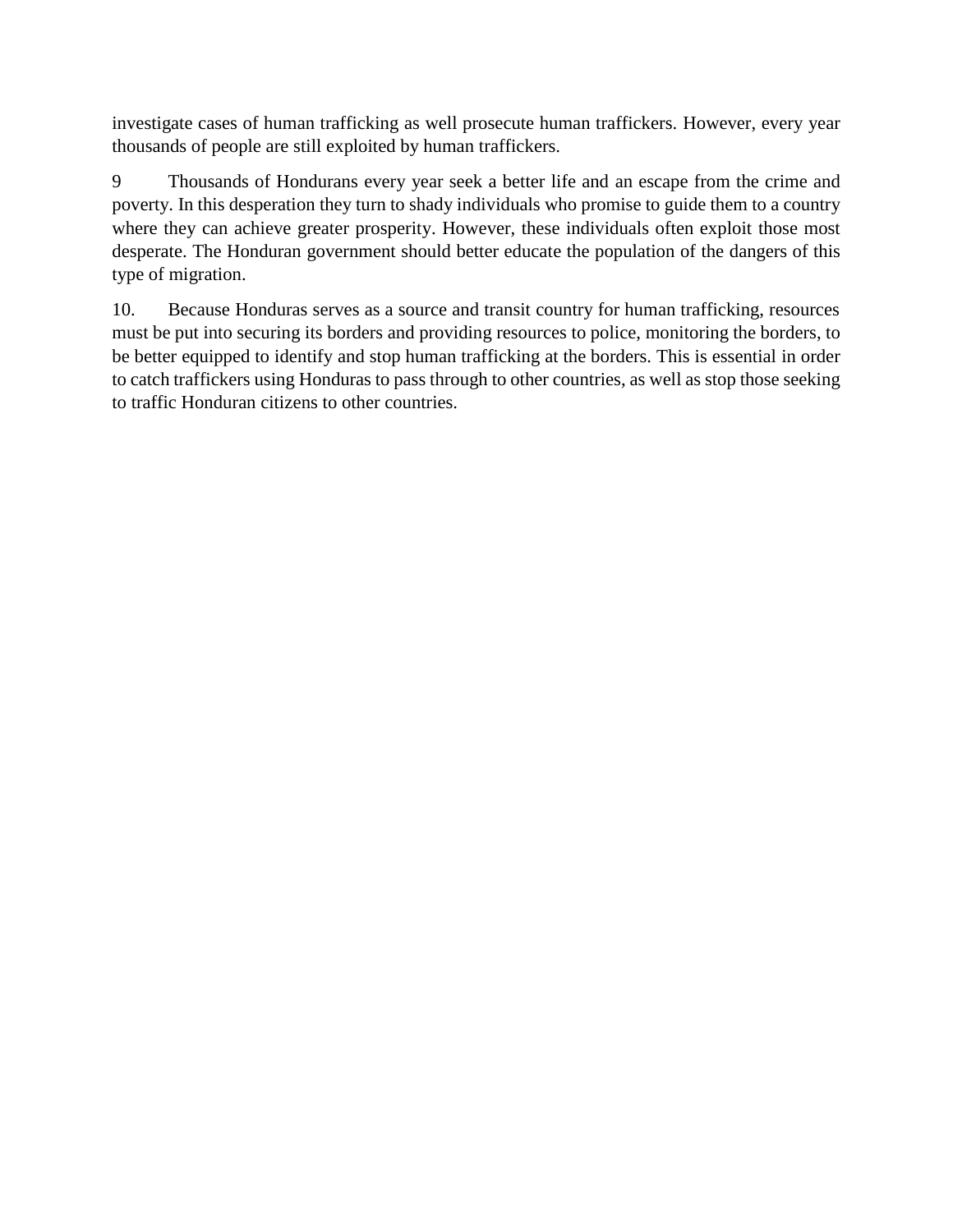investigate cases of human trafficking as well prosecute human traffickers. However, every year thousands of people are still exploited by human traffickers.

9 Thousands of Hondurans every year seek a better life and an escape from the crime and poverty. In this desperation they turn to shady individuals who promise to guide them to a country where they can achieve greater prosperity. However, these individuals often exploit those most desperate. The Honduran government should better educate the population of the dangers of this type of migration.

10. Because Honduras serves as a source and transit country for human trafficking, resources must be put into securing its borders and providing resources to police, monitoring the borders, to be better equipped to identify and stop human trafficking at the borders. This is essential in order to catch traffickers using Honduras to pass through to other countries, as well as stop those seeking to traffic Honduran citizens to other countries.